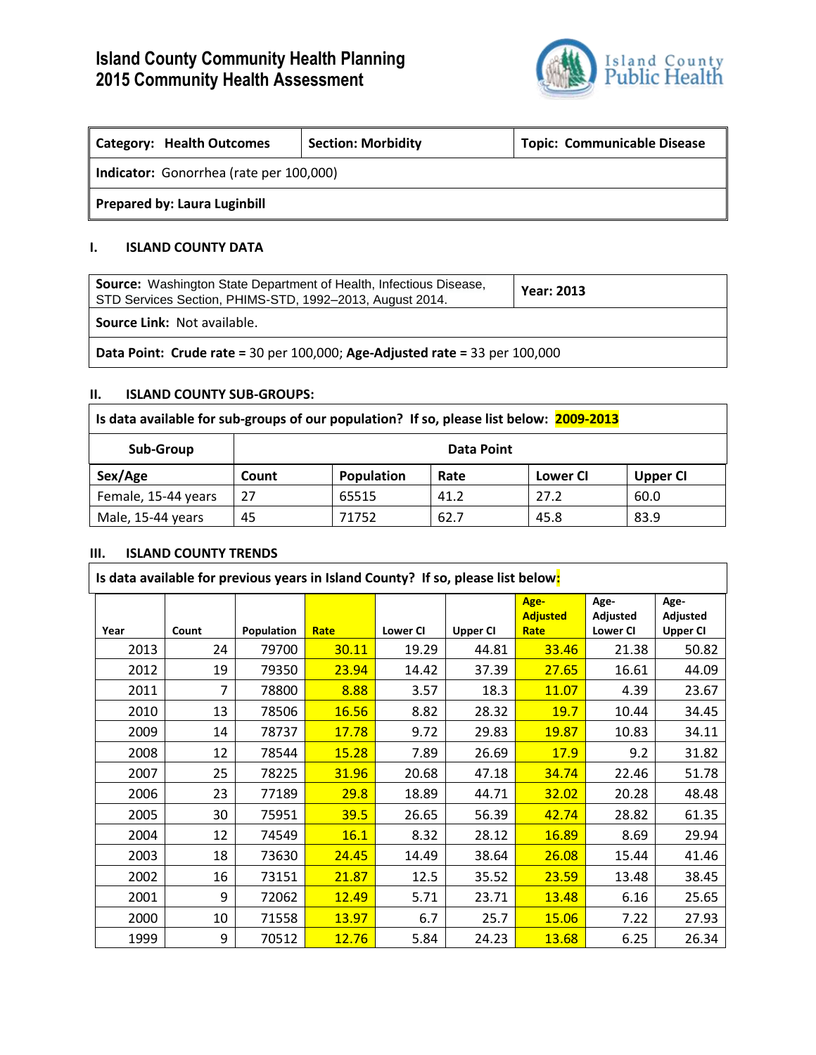# Island County Community Health Planning
# 2015 Community Health Assessment

Island County Public Health

| **Category: Health Outcomes** | **Section: Morbidity** | **Topic: Communicable Disease** |
|---|---|---|
| **Indicator:** Gonorrhea (rate per 100,000) | | |
| **Prepared by: Laura Luginbill** | | |

## I. ISLAND COUNTY DATA

| **Source:** Washington State Department of Health, Infectious Disease, STD Services Section, PHIMS-STD, 1992–2013, August 2014. | **Year: 2013** |
|---|---|
| **Source Link:** Not available. | |
| **Data Point: Crude rate =** 30 per 100,000; **Age-Adjusted rate =** 33 per 100,000 | |

## II. ISLAND COUNTY SUB-GROUPS:

**Is data available for sub-groups of our population? If so, please list below: 2009-2013**

| Sub-Group | Data Point | | | | |
|---|---|---|---|---|---|
| **Sex/Age** | **Count** | **Population** | **Rate** | **Lower CI** | **Upper CI** |
| Female, 15-44 years | 27 | 65515 | 41.2 | 27.2 | 60.0 |
| Male, 15-44 years | 45 | 71752 | 62.7 | 45.8 | 83.9 |

## III. ISLAND COUNTY TRENDS

**Is data available for previous years in Island County? If so, please list below:**

| Year | Count | Population | Rate | Lower CI | Upper CI | Age-Adjusted Rate | Age-Adjusted Lower CI | Age-Adjusted Upper CI |
|---|---|---|---|---|---|---|---|---|
| 2013 | 24 | 79700 | 30.11 | 19.29 | 44.81 | 33.46 | 21.38 | 50.82 |
| 2012 | 19 | 79350 | 23.94 | 14.42 | 37.39 | 27.65 | 16.61 | 44.09 |
| 2011 | 7 | 78800 | 8.88 | 3.57 | 18.3 | 11.07 | 4.39 | 23.67 |
| 2010 | 13 | 78506 | 16.56 | 8.82 | 28.32 | 19.7 | 10.44 | 34.45 |
| 2009 | 14 | 78737 | 17.78 | 9.72 | 29.83 | 19.87 | 10.83 | 34.11 |
| 2008 | 12 | 78544 | 15.28 | 7.89 | 26.69 | 17.9 | 9.2 | 31.82 |
| 2007 | 25 | 78225 | 31.96 | 20.68 | 47.18 | 34.74 | 22.46 | 51.78 |
| 2006 | 23 | 77189 | 29.8 | 18.89 | 44.71 | 32.02 | 20.28 | 48.48 |
| 2005 | 30 | 75951 | 39.5 | 26.65 | 56.39 | 42.74 | 28.82 | 61.35 |
| 2004 | 12 | 74549 | 16.1 | 8.32 | 28.12 | 16.89 | 8.69 | 29.94 |
| 2003 | 18 | 73630 | 24.45 | 14.49 | 38.64 | 26.08 | 15.44 | 41.46 |
| 2002 | 16 | 73151 | 21.87 | 12.5 | 35.52 | 23.59 | 13.48 | 38.45 |
| 2001 | 9 | 72062 | 12.49 | 5.71 | 23.71 | 13.48 | 6.16 | 25.65 |
| 2000 | 10 | 71558 | 13.97 | 6.7 | 25.7 | 15.06 | 7.22 | 27.93 |
| 1999 | 9 | 70512 | 12.76 | 5.84 | 24.23 | 13.68 | 6.25 | 26.34 |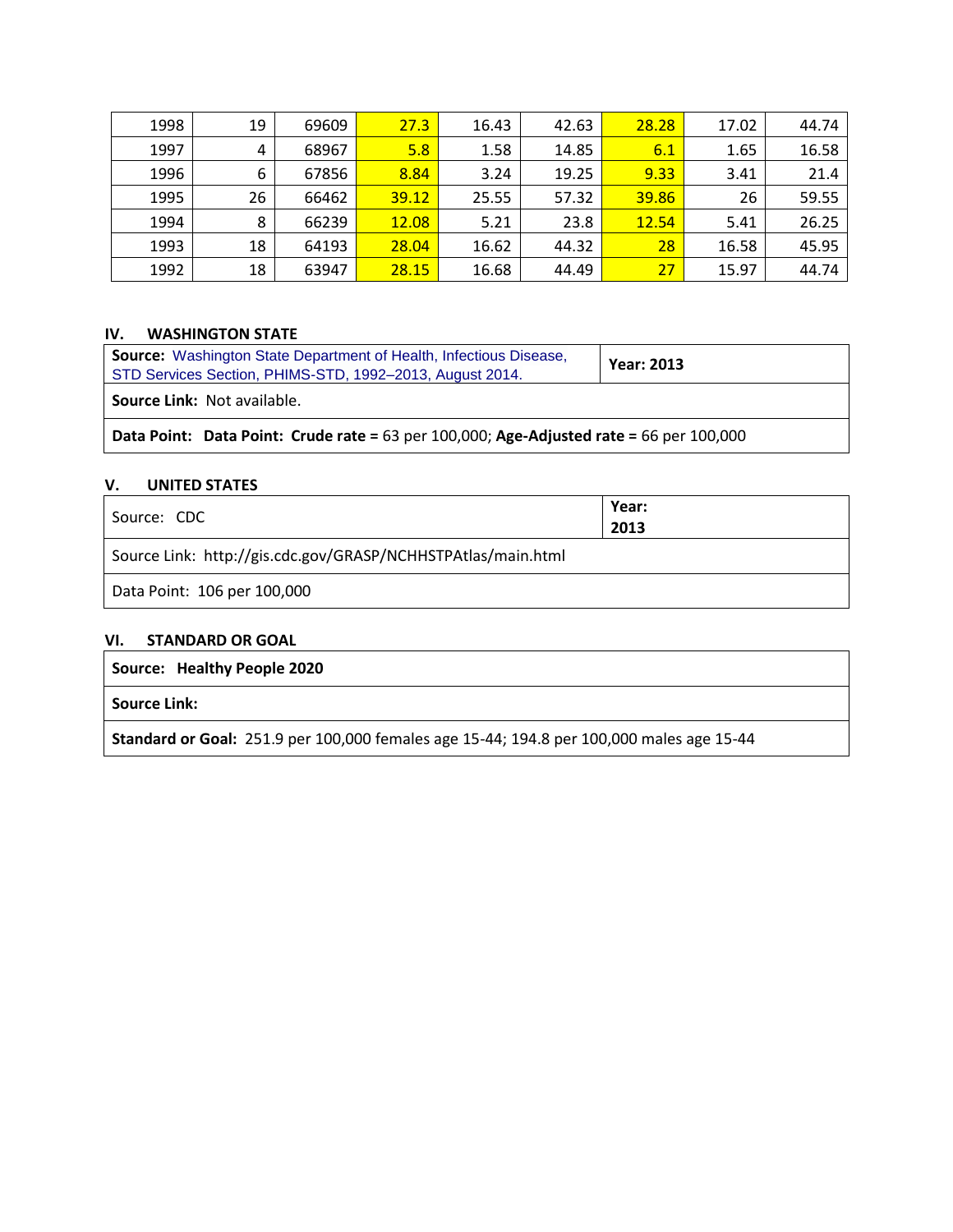| | | | | | | | | |
|---|---|---|---|---|---|---|---|---|
| 1998 | 19 | 69609 | 27.3 | 16.43 | 42.63 | 28.28 | 17.02 | 44.74 |
| 1997 | 4 | 68967 | 5.8 | 1.58 | 14.85 | 6.1 | 1.65 | 16.58 |
| 1996 | 6 | 67856 | 8.84 | 3.24 | 19.25 | 9.33 | 3.41 | 21.4 |
| 1995 | 26 | 66462 | 39.12 | 25.55 | 57.32 | 39.86 | 26 | 59.55 |
| 1994 | 8 | 66239 | 12.08 | 5.21 | 23.8 | 12.54 | 5.41 | 26.25 |
| 1993 | 18 | 64193 | 28.04 | 16.62 | 44.32 | 28 | 16.58 | 45.95 |
| 1992 | 18 | 63947 | 28.15 | 16.68 | 44.49 | 27 | 15.97 | 44.74 |

## IV. WASHINGTON STATE

| | |
|---|---|
| **Source:** Washington State Department of Health, Infectious Disease, STD Services Section, PHIMS-STD, 1992–2013, August 2014. | **Year: 2013** |
| **Source Link:** Not available. | |
| **Data Point:** **Data Point:** **Crude rate =** 63 per 100,000; **Age-Adjusted rate =** 66 per 100,000 | |

## V. UNITED STATES

| | |
|---|---|
| Source: CDC | **Year: 2013** |
| Source Link: http://gis.cdc.gov/GRASP/NCHHSTPAtlas/main.html | |
| Data Point: 106 per 100,000 | |

## VI. STANDARD OR GOAL

| |
|---|
| **Source: Healthy People 2020** |
| **Source Link:** |
| **Standard or Goal:** 251.9 per 100,000 females age 15-44; 194.8 per 100,000 males age 15-44 |